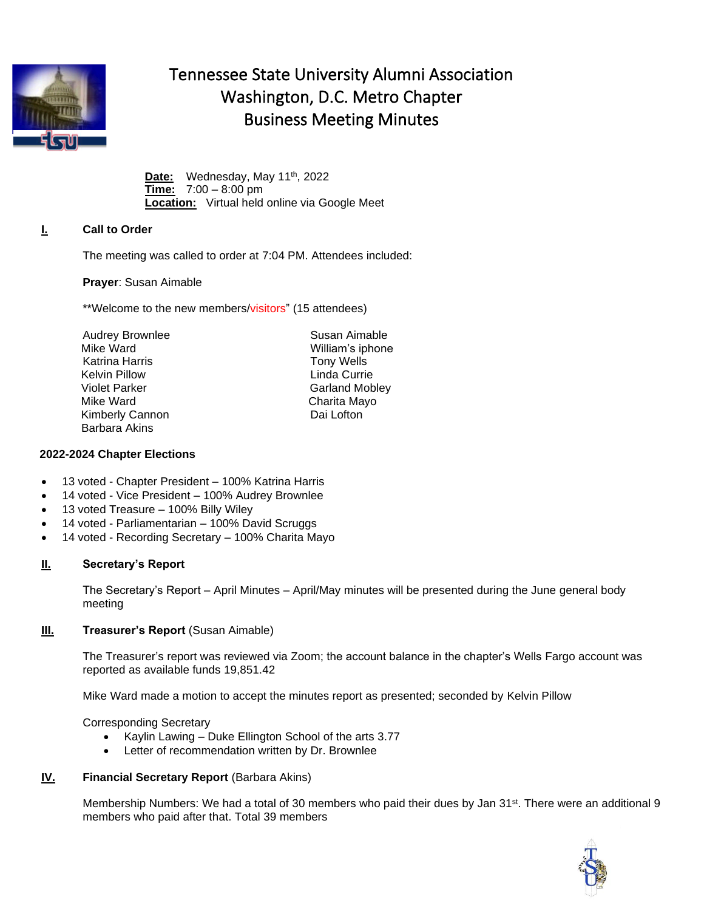# Tennessee State University Alumni Association
## Washington, D.C. Metro Chapter
## Business Meeting Minutes

**Date:** Wednesday, May 11th, 2022
**Time:** 7:00 – 8:00 pm
**Location:** Virtual held online via Google Meet

### I. Call to Order

The meeting was called to order at 7:04 PM. Attendees included:

**Prayer**: Susan Aimable

**Welcome to the new members/visitors" (15 attendees)

Audrey Brownlee
Mike Ward
Katrina Harris
Kelvin Pillow
Violet Parker
Mike Ward
Kimberly Cannon
Barbara Akins
Susan Aimable
William's iphone
Tony Wells
Linda Currie
Garland Mobley
Charita Mayo
Dai Lofton

### 2022-2024 Chapter Elections

- 13 voted - Chapter President – 100% Katrina Harris
- 14 voted - Vice President – 100% Audrey Brownlee
- 13 voted Treasure – 100% Billy Wiley
- 14 voted - Parliamentarian – 100% David Scruggs
- 14 voted - Recording Secretary – 100% Charita Mayo

### II. Secretary's Report

The Secretary's Report – April Minutes – April/May minutes will be presented during the June general body meeting

### III. Treasurer's Report (Susan Aimable)

The Treasurer's report was reviewed via Zoom; the account balance in the chapter's Wells Fargo account was reported as available funds 19,851.42

Mike Ward made a motion to accept the minutes report as presented; seconded by Kelvin Pillow

Corresponding Secretary

- Kaylin Lawing – Duke Ellington School of the arts 3.77
- Letter of recommendation written by Dr. Brownlee

### IV. Financial Secretary Report (Barbara Akins)

Membership Numbers: We had a total of 30 members who paid their dues by Jan 31st. There were an additional 9 members who paid after that. Total 39 members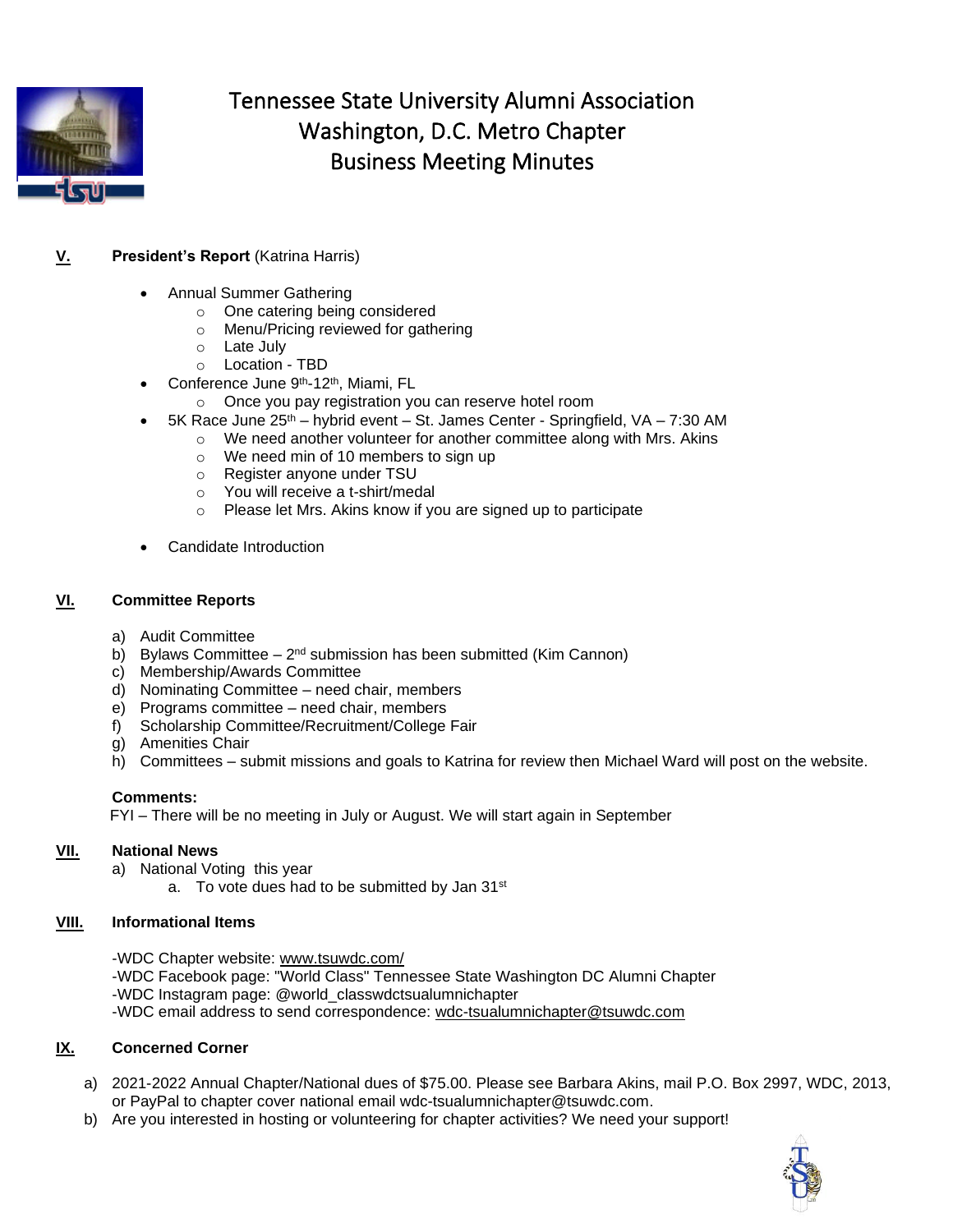# Tennessee State University Alumni Association
# Washington, D.C. Metro Chapter
# Business Meeting Minutes

## V. President's Report (Katrina Harris)

- Annual Summer Gathering
  - One catering being considered
  - Menu/Pricing reviewed for gathering
  - Late July
  - Location - TBD
- Conference June 9th-12th, Miami, FL
  - Once you pay registration you can reserve hotel room
- 5K Race June 25th – hybrid event – St. James Center - Springfield, VA – 7:30 AM
  - We need another volunteer for another committee along with Mrs. Akins
  - We need min of 10 members to sign up
  - Register anyone under TSU
  - You will receive a t-shirt/medal
  - Please let Mrs. Akins know if you are signed up to participate
- Candidate Introduction

## VI. Committee Reports

a) Audit Committee
b) Bylaws Committee – 2nd submission has been submitted (Kim Cannon)
c) Membership/Awards Committee
d) Nominating Committee – need chair, members
e) Programs committee – need chair, members
f) Scholarship Committee/Recruitment/College Fair
g) Amenities Chair
h) Committees – submit missions and goals to Katrina for review then Michael Ward will post on the website.

**Comments:**
FYI – There will be no meeting in July or August. We will start again in September

## VII. National News

a) National Voting this year
   a. To vote dues had to be submitted by Jan 31st

## VIII. Informational Items

-WDC Chapter website: www.tsuwdc.com/
-WDC Facebook page: "World Class" Tennessee State Washington DC Alumni Chapter
-WDC Instagram page: @world_classwdctsualumnichapter
-WDC email address to send correspondence: wdc-tsualumnichapter@tsuwdc.com

## IX. Concerned Corner

a) 2021-2022 Annual Chapter/National dues of $75.00. Please see Barbara Akins, mail P.O. Box 2997, WDC, 2013, or PayPal to chapter cover national email wdc-tsualumnichapter@tsuwdc.com.
b) Are you interested in hosting or volunteering for chapter activities? We need your support!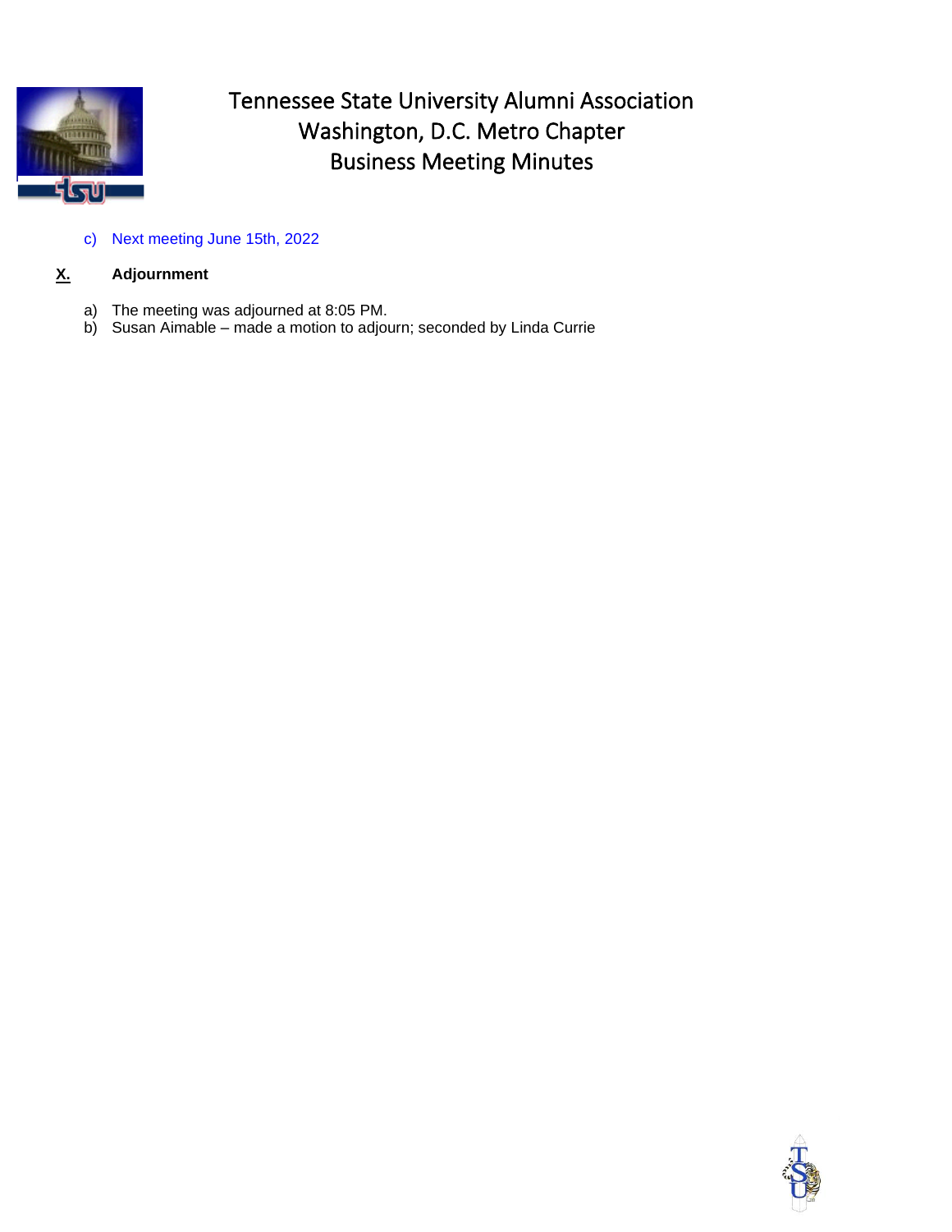c) Next meeting June 15th, 2022

## X. Adjournment

a) The meeting was adjourned at 8:05 PM.
b) Susan Aimable – made a motion to adjourn; seconded by Linda Currie